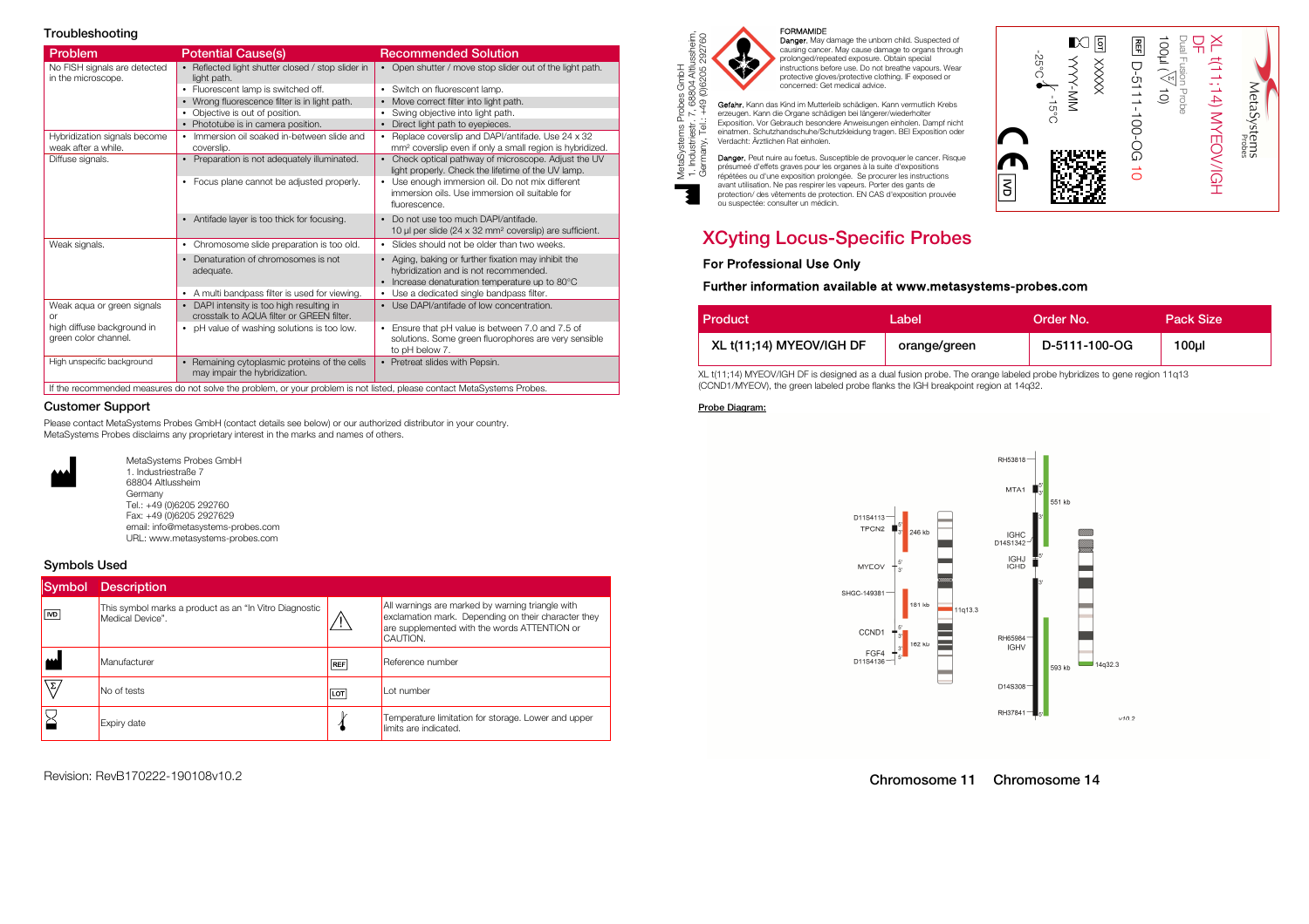## Troubleshooting

| Problem | Potential Cause(s) | Recommended Solution |
|---|---|---|
| No FISH signals are detected in the microscope. | • Reflected light shutter closed / stop slider in light path. | • Open shutter / move stop slider out of the light path. |
| | • Fluorescent lamp is switched off. | • Switch on fluorescent lamp. |
| | • Wrong fluorescence filter is in light path. | • Move correct filter into light path. |
| | • Objective is out of position. | • Swing objective into light path. |
| | • Phototube is in camera position. | • Direct light path to eyepieces. |
| Hybridization signals become weak after a while. | • Immersion oil soaked in-between slide and coverslip. | • Replace coverslip and DAPI/antifade. Use 24 x 32 mm² coverslip even if only a small region is hybridized. |
| Diffuse signals. | • Preparation is not adequately illuminated. | • Check optical pathway of microscope. Adjust the UV light properly. Check the lifetime of the UV lamp. |
| | • Focus plane cannot be adjusted properly. | • Use enough immersion oil. Do not mix different immersion oils. Use immersion oil suitable for fluorescence. |
| | • Antifade layer is too thick for focusing. | • Do not use too much DAPI/antifade. 10 µl per slide (24 x 32 mm² coverslip) are sufficient. |
| Weak signals. | • Chromosome slide preparation is too old. | • Slides should not be older than two weeks. |
| | • Denaturation of chromosomes is not adequate. | • Aging, baking or further fixation may inhibit the hybridization and is not recommended. • Increase denaturation temperature up to 80°C |
| | • A multi bandpass filter is used for viewing. | • Use a dedicated single bandpass filter. |
| Weak aqua or green signals or | • DAPI intensity is too high resulting in crosstalk to AQUA filter or GREEN filter. | • Use DAPI/antifade of low concentration. |
| high diffuse background in green color channel. | • pH value of washing solutions is too low. | • Ensure that pH value is between 7.0 and 7.5 of solutions. Some green fluorophores are very sensible to pH below 7. |
| High unspecific background | • Remaining cytoplasmic proteins of the cells may impair the hybridization. | • Pretreat slides with Pepsin. |

If the recommended measures do not solve the problem, or your problem is not listed, please contact MetaSystems Probes.

## Customer Support

Please contact MetaSystems Probes GmbH (contact details see below) or our authorized distributor in your country.
MetaSystems Probes disclaims any proprietary interest in the marks and names of others.

MetaSystems Probes GmbH
1. Industriestraße 7
68804 Altlussheim
Germany
Tel.: +49 (0)6205 292760
Fax: +49 (0)6205 2927629
email: info@metasystems-probes.com
URL: www.metasystems-probes.com

## Symbols Used

| Symbol | Description | Symbol | Description |
|---|---|---|---|
| IVD | This symbol marks a product as an "In Vitro Diagnostic Medical Device". | ⚠ | All warnings are marked by warning triangle with exclamation mark. Depending on their character they are supplemented with the words ATTENTION or CAUTION. |
| | Manufacturer | REF | Reference number |
| Σ | No of tests | LOT | Lot number |
| | Expiry date | | Temperature limitation for storage. Lower and upper limits are indicated. |

Revision: RevB170222-190108v10.2

MetaSystems Probes GmbH
1. Industriestr. 7, 68804 Altlussheim, Germany, Tel.: +49 (0)6205 292760

**FORMAMIDE**
**Danger.** May damage the unborn child. Suspected of causing cancer. May cause damage to organs through prolonged/repeated exposure. Obtain special instructions before use. Do not breathe vapours. Wear protective gloves/protective clothing. IF exposed or concerned: Get medical advice.

**Gefahr.** Kann das Kind im Mutterleib schädigen. Kann vermutlich Krebs erzeugen. Kann die Organe schädigen bei längerer/wiederholter Exposition. Vor Gebrauch besondere Anweisungen einholen. Dampf nicht einatmen. Schutzhandschuhe/Schutzkleidung tragen. BEI Exposition oder Verdacht: Ärztlichen Rat einholen.

**Danger.** Peut nuire au foetus. Susceptible de provoquer le cancer. Risque présumé d'effets graves pour les organes à la suite d'expositions répétées ou d'une exposition prolongée. Se procurer les instructions avant utilisation. Ne pas respirer les vapeurs. Porter des gants de protection/ des vêtements de protection. EN CAS d'exposition prouvée ou suspectée: consulter un médecin.

MetaSystems Probes

XL t(11;14) MYEOV/IGH DF
Dual Fusion Probe
100µl (Σ 10)
REF D-5111-100-OG 10
LOT XXXXX
YYYY-MM
-25°C -15°C
CE IVD

# XCyting Locus-Specific Probes

### For Professional Use Only

### Further information available at www.metasystems-probes.com

| Product | Label | Order No. | Pack Size |
|---|---|---|---|
| XL t(11;14) MYEOV/IGH DF | orange/green | D-5111-100-OG | 100µl |

XL t(11;14) MYEOV/IGH DF is designed as a dual fusion probe. The orange labeled probe hybridizes to gene region 11q13 (CCND1/MYEOV), the green labeled probe flanks the IGH breakpoint region at 14q32.

Probe Diagram:

D11S4113, TPCN2, 246 kb, MYEOV, SHGC-149381, 181 kb, 11q13.3, CCND1, 162 kb, FGF4, D11S4136, RH53818, MTA1, 551 kb, IGHC, D14S1342, IGHJ, IGHD, RH65984, IGHV, 593 kb, 14q32.3, D14S308, RH37841, v10.2

Chromosome 11 Chromosome 14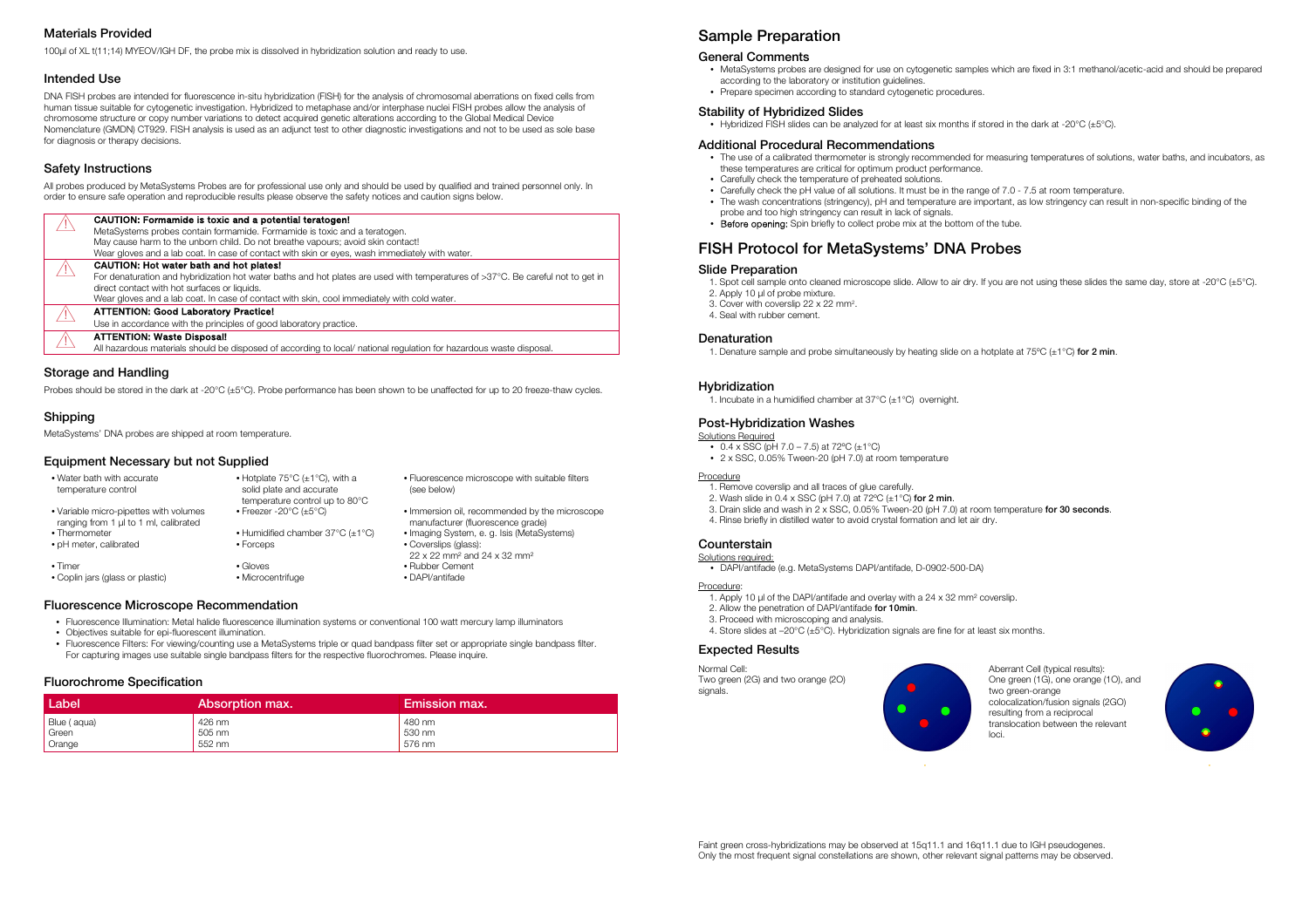## Materials Provided

100µl of XL t(11;14) MYEOV/IGH DF, the probe mix is dissolved in hybridization solution and ready to use.

## Intended Use

DNA FISH probes are intended for fluorescence in-situ hybridization (FISH) for the analysis of chromosomal aberrations on fixed cells from human tissue suitable for cytogenetic investigation. Hybridized to metaphase and/or interphase nuclei FISH probes allow the analysis of chromosome structure or copy number variations to detect acquired genetic alterations according to the Global Medical Device Nomenclature (GMDN) CT929. FISH analysis is used as an adjunct test to other diagnostic investigations and not to be used as sole base for diagnosis or therapy decisions.

## Safety Instructions

All probes produced by MetaSystems Probes are for professional use only and should be used by qualified and trained personnel only. In order to ensure safe operation and reproducible results please observe the safety notices and caution signs below.

| | |
|---|---|
| ⚠ | **CAUTION: Formamide is toxic and a potential teratogen!** MetaSystems probes contain formamide. Formamide is toxic and a teratogen. May cause harm to the unborn child. Do not breathe vapours; avoid skin contact! Wear gloves and a lab coat. In case of contact with skin or eyes, wash immediately with water. |
| ⚠ | **CAUTION: Hot water bath and hot plates!** For denaturation and hybridization hot water baths and hot plates are used with temperatures of >37°C. Be careful not to get in direct contact with hot surfaces or liquids. Wear gloves and a lab coat. In case of contact with skin, cool immediately with cold water. |
| ⚠ | **ATTENTION: Good Laboratory Practice!** Use in accordance with the principles of good laboratory practice. |
| ⚠ | **ATTENTION: Waste Disposal!** All hazardous materials should be disposed of according to local/ national regulation for hazardous waste disposal. |

## Storage and Handling

Probes should be stored in the dark at -20°C (±5°C). Probe performance has been shown to be unaffected for up to 20 freeze-thaw cycles.

## Shipping

MetaSystems' DNA probes are shipped at room temperature.

## Equipment Necessary but not Supplied

- Water bath with accurate temperature control
- Variable micro-pipettes with volumes ranging from 1 µl to 1 ml, calibrated
- Thermometer
- pH meter, calibrated
- Timer
- Coplin jars (glass or plastic)
- Hotplate 75°C (±1°C), with a solid plate and accurate temperature control up to 80°C
- Freezer -20°C (±5°C)
- Humidified chamber 37°C (±1°C)
- Forceps
- Gloves
- Microcentrifuge
- Fluorescence microscope with suitable filters (see below)
- Immersion oil, recommended by the microscope manufacturer (fluorescence grade)
- Imaging System, e. g. Isis (MetaSystems)
- Coverslips (glass): 22 x 22 mm² and 24 x 32 mm²
- Rubber Cement
- DAPI/antifade

## Fluorescence Microscope Recommendation

- Fluorescence Illumination: Metal halide fluorescence illumination systems or conventional 100 watt mercury lamp illuminators
- Objectives suitable for epi-fluorescent illumination.
- Fluorescence Filters: For viewing/counting use a MetaSystems triple or quad bandpass filter set or appropriate single bandpass filter. For capturing images use suitable single bandpass filters for the respective fluorochromes. Please inquire.

## Fluorochrome Specification

| Label | Absorption max. | Emission max. |
|---|---|---|
| Blue ( aqua) | 426 nm | 480 nm |
| Green | 505 nm | 530 nm |
| Orange | 552 nm | 576 nm |

# Sample Preparation

## General Comments

- MetaSystems probes are designed for use on cytogenetic samples which are fixed in 3:1 methanol/acetic-acid and should be prepared according to the laboratory or institution guidelines.
- Prepare specimen according to standard cytogenetic procedures.

## Stability of Hybridized Slides

- Hybridized FISH slides can be analyzed for at least six months if stored in the dark at -20°C (±5°C).

## Additional Procedural Recommendations

- The use of a calibrated thermometer is strongly recommended for measuring temperatures of solutions, water baths, and incubators, as these temperatures are critical for optimum product performance.
- Carefully check the temperature of preheated solutions.
- Carefully check the pH value of all solutions. It must be in the range of 7.0 - 7.5 at room temperature.
- The wash concentrations (stringency), pH and temperature are important, as low stringency can result in non-specific binding of the probe and too high stringency can result in lack of signals.
- **Before opening:** Spin briefly to collect probe mix at the bottom of the tube.

# FISH Protocol for MetaSystems' DNA Probes

## Slide Preparation

1. Spot cell sample onto cleaned microscope slide. Allow to air dry. If you are not using these slides the same day, store at -20°C (±5°C).
2. Apply 10 µl of probe mixture.
3. Cover with coverslip 22 x 22 mm².
4. Seal with rubber cement.

## Denaturation

1. Denature sample and probe simultaneously by heating slide on a hotplate at 75ºC (±1°C) **for 2 min**.

## Hybridization

1. Incubate in a humidified chamber at 37°C (±1°C) overnight.

## Post-Hybridization Washes

Solutions Required

- 0.4 x SSC (pH 7.0 – 7.5) at 72ºC (±1°C)
- 2 x SSC, 0.05% Tween-20 (pH 7.0) at room temperature

Procedure

1. Remove coverslip and all traces of glue carefully.
2. Wash slide in 0.4 x SSC (pH 7.0) at 72ºC (±1°C) **for 2 min**.
3. Drain slide and wash in 2 x SSC, 0.05% Tween-20 (pH 7.0) at room temperature **for 30 seconds**.
4. Rinse briefly in distilled water to avoid crystal formation and let air dry.

## Counterstain

Solutions required:

- DAPI/antifade (e.g. MetaSystems DAPI/antifade, D-0902-500-DA)

Procedure:

1. Apply 10 µl of the DAPI/antifade and overlay with a 24 x 32 mm² coverslip.
2. Allow the penetration of DAPI/antifade **for 10min**.
3. Proceed with microscoping and analysis.
4. Store slides at –20°C (±5°C). Hybridization signals are fine for at least six months.

## Expected Results

Normal Cell:
Two green (2G) and two orange (2O) signals.

Aberrant Cell (typical results):
One green (1G), one orange (1O), and two green-orange colocalization/fusion signals (2GO) resulting from a reciprocal translocation between the relevant loci.

Faint green cross-hybridizations may be observed at 15q11.1 and 16q11.1 due to IGH pseudogenes.
Only the most frequent signal constellations are shown, other relevant signal patterns may be observed.